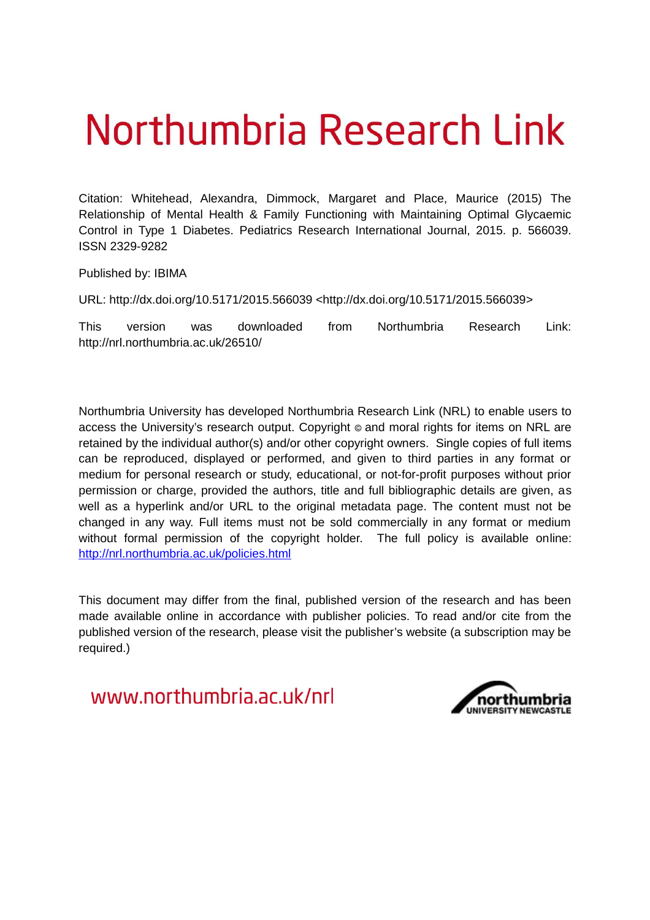# Northumbria Research Link

Citation: Whitehead, Alexandra, Dimmock, Margaret and Place, Maurice (2015) The Relationship of Mental Health & Family Functioning with Maintaining Optimal Glycaemic Control in Type 1 Diabetes. Pediatrics Research International Journal, 2015. p. 566039. ISSN 2329-9282

Published by: IBIMA

URL: http://dx.doi.org/10.5171/2015.566039 <http://dx.doi.org/10.5171/2015.566039>

This version was downloaded from Northumbria Research Link: http://nrl.northumbria.ac.uk/26510/

Northumbria University has developed Northumbria Research Link (NRL) to enable users to access the University's research output. Copyright © and moral rights for items on NRL are retained by the individual author(s) and/or other copyright owners. Single copies of full items can be reproduced, displayed or performed, and given to third parties in any format or medium for personal research or study, educational, or not-for-profit purposes without prior permission or charge, provided the authors, title and full bibliographic details are given, as well as a hyperlink and/or URL to the original metadata page. The content must not be changed in any way. Full items must not be sold commercially in any format or medium without formal permission of the copyright holder. The full policy is available online: [http://nrl.northumbria.ac.uk/policies.html](http://nrl.northumbria.ac.uk/policies.html)

This document may differ from the final, published version of the research and has been made available online in accordance with publisher policies. To read and/or cite from the published version of the research, please visit the publisher's website (a subscription may be required.)

www.northumbria.ac.uk/nrl

northumbria UNIVERSITY NEWCASTLE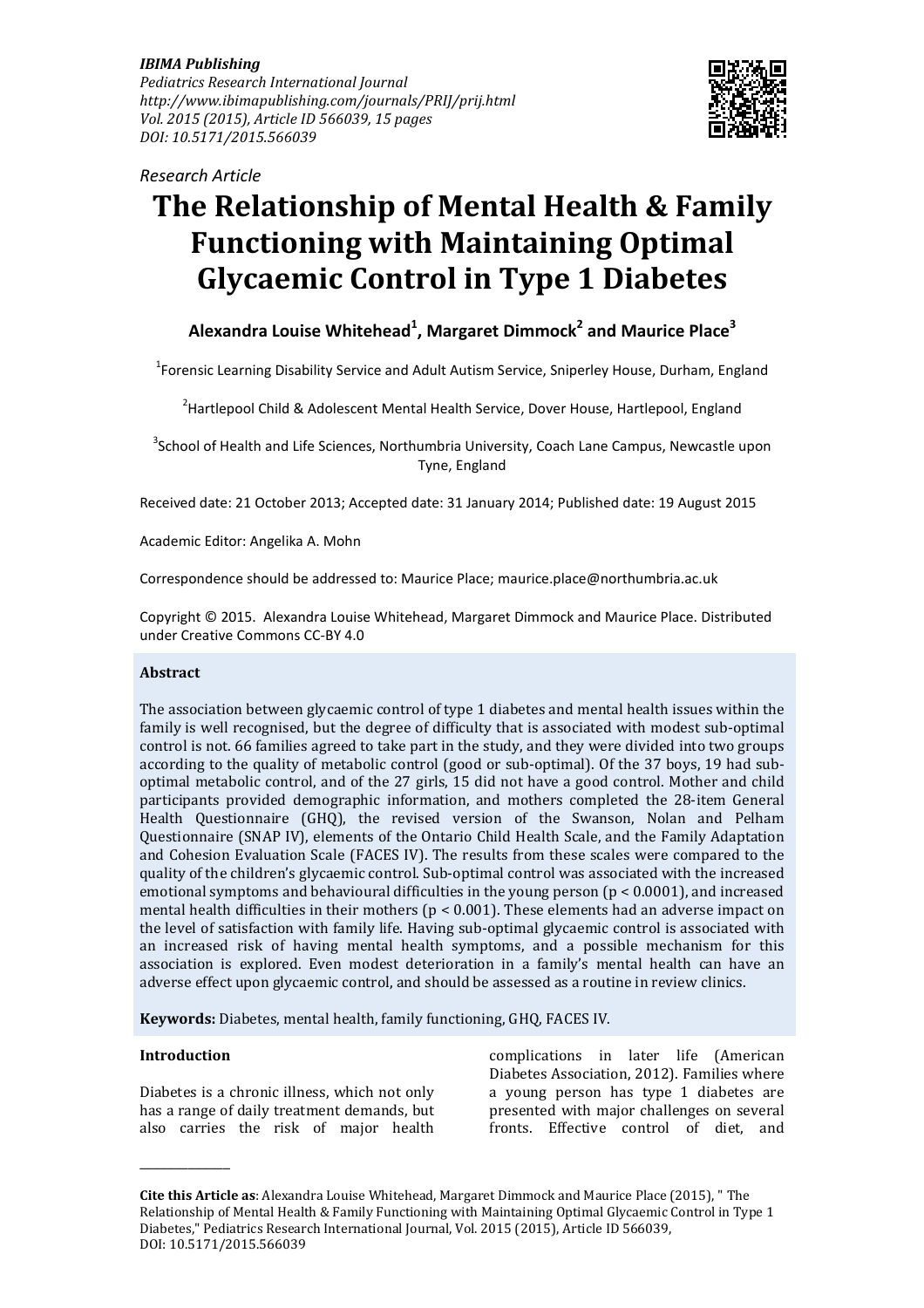*IBIMA Publishing*
*Pediatrics Research International Journal*
*http://www.ibimapublishing.com/journals/PRIJ/prij.html*
*Vol. 2015 (2015), Article ID 566039, 15 pages*
*DOI: 10.5171/2015.566039*

*Research Article*

# The Relationship of Mental Health & Family Functioning with Maintaining Optimal Glycaemic Control in Type 1 Diabetes

**Alexandra Louise Whitehead[1], Margaret Dimmock[2] and Maurice Place[3]**

[1]Forensic Learning Disability Service and Adult Autism Service, Sniperley House, Durham, England

[2]Hartlepool Child & Adolescent Mental Health Service, Dover House, Hartlepool, England

[3]School of Health and Life Sciences, Northumbria University, Coach Lane Campus, Newcastle upon Tyne, England

Received date: 21 October 2013; Accepted date: 31 January 2014; Published date: 19 August 2015

Academic Editor: Angelika A. Mohn

Correspondence should be addressed to: Maurice Place; maurice.place@northumbria.ac.uk

Copyright © 2015. Alexandra Louise Whitehead, Margaret Dimmock and Maurice Place. Distributed under Creative Commons CC-BY 4.0

## Abstract

The association between glycaemic control of type 1 diabetes and mental health issues within the family is well recognised, but the degree of difficulty that is associated with modest sub-optimal control is not. 66 families agreed to take part in the study, and they were divided into two groups according to the quality of metabolic control (good or sub-optimal). Of the 37 boys, 19 had sub-optimal metabolic control, and of the 27 girls, 15 did not have a good control. Mother and child participants provided demographic information, and mothers completed the 28-item General Health Questionnaire (GHQ), the revised version of the Swanson, Nolan and Pelham Questionnaire (SNAP IV), elements of the Ontario Child Health Scale, and the Family Adaptation and Cohesion Evaluation Scale (FACES IV). The results from these scales were compared to the quality of the children's glycaemic control. Sub-optimal control was associated with the increased emotional symptoms and behavioural difficulties in the young person ($p < 0.0001$), and increased mental health difficulties in their mothers ($p < 0.001$). These elements had an adverse impact on the level of satisfaction with family life. Having sub-optimal glycaemic control is associated with an increased risk of having mental health symptoms, and a possible mechanism for this association is explored. Even modest deterioration in a family's mental health can have an adverse effect upon glycaemic control, and should be assessed as a routine in review clinics.

**Keywords:** Diabetes, mental health, family functioning, GHQ, FACES IV.

## Introduction

Diabetes is a chronic illness, which not only has a range of daily treatment demands, but also carries the risk of major health complications in later life (American Diabetes Association, 2012). Families where a young person has type 1 diabetes are presented with major challenges on several fronts. Effective control of diet, and

---

**Cite this Article as**: Alexandra Louise Whitehead, Margaret Dimmock and Maurice Place (2015), " The Relationship of Mental Health & Family Functioning with Maintaining Optimal Glycaemic Control in Type 1 Diabetes," Pediatrics Research International Journal, Vol. 2015 (2015), Article ID 566039, DOI: 10.5171/2015.566039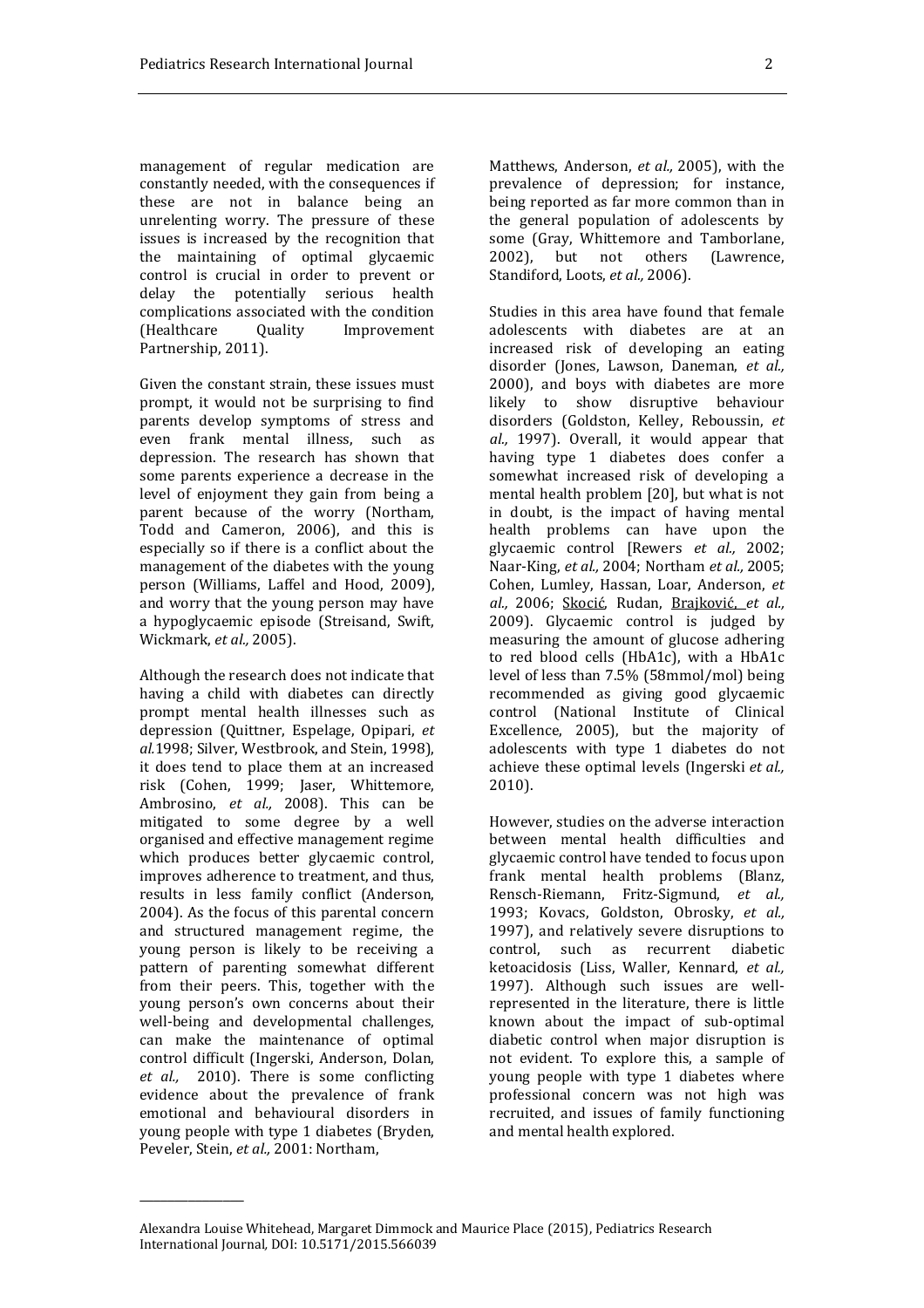management of regular medication are constantly needed, with the consequences if these are not in balance being an unrelenting worry. The pressure of these issues is increased by the recognition that the maintaining of optimal glycaemic control is crucial in order to prevent or delay the potentially serious health complications associated with the condition (Healthcare Quality Improvement Partnership, 2011).

Given the constant strain, these issues must prompt, it would not be surprising to find parents develop symptoms of stress and even frank mental illness, such as depression. The research has shown that some parents experience a decrease in the level of enjoyment they gain from being a parent because of the worry (Northam, Todd and Cameron, 2006), and this is especially so if there is a conflict about the management of the diabetes with the young person (Williams, Laffel and Hood, 2009), and worry that the young person may have a hypoglycaemic episode (Streisand, Swift, Wickmark, *et al.,* 2005).

Although the research does not indicate that having a child with diabetes can directly prompt mental health illnesses such as depression (Quittner, Espelage, Opipari, *et al.*1998; Silver, Westbrook, and Stein, 1998), it does tend to place them at an increased risk (Cohen, 1999; Jaser, Whittemore, Ambrosino, *et al.,* 2008). This can be mitigated to some degree by a well organised and effective management regime which produces better glycaemic control, improves adherence to treatment, and thus, results in less family conflict (Anderson, 2004). As the focus of this parental concern and structured management regime, the young person is likely to be receiving a pattern of parenting somewhat different from their peers. This, together with the young person's own concerns about their well-being and developmental challenges, can make the maintenance of optimal control difficult (Ingerski, Anderson, Dolan, *et al.,* 2010). There is some conflicting evidence about the prevalence of frank emotional and behavioural disorders in young people with type 1 diabetes (Bryden, Peveler, Stein, *et al.,* 2001: Northam, Matthews, Anderson, *et al.,* 2005), with the prevalence of depression; for instance, being reported as far more common than in the general population of adolescents by some (Gray, Whittemore and Tamborlane, 2002), but not others (Lawrence, Standiford, Loots, *et al.,* 2006).

Studies in this area have found that female adolescents with diabetes are at an increased risk of developing an eating disorder (Jones, Lawson, Daneman, *et al.,* 2000), and boys with diabetes are more likely to show disruptive behaviour disorders (Goldston, Kelley, Reboussin, *et al.,* 1997). Overall, it would appear that having type 1 diabetes does confer a somewhat increased risk of developing a mental health problem [20], but what is not in doubt, is the impact of having mental health problems can have upon the glycaemic control [Rewers *et al.,* 2002; Naar-King, *et al.,* 2004; Northam *et al.,* 2005; Cohen, Lumley, Hassan, Loar, Anderson, *et al.,* 2006; Skocić, Rudan, Brajković, *et al.,* 2009). Glycaemic control is judged by measuring the amount of glucose adhering to red blood cells (HbA1c), with a HbA1c level of less than 7.5% (58mmol/mol) being recommended as giving good glycaemic control (National Institute of Clinical Excellence, 2005), but the majority of adolescents with type 1 diabetes do not achieve these optimal levels (Ingerski *et al.,* 2010).

However, studies on the adverse interaction between mental health difficulties and glycaemic control have tended to focus upon frank mental health problems (Blanz, Rensch-Riemann, Fritz-Sigmund, *et al.,* 1993; Kovacs, Goldston, Obrosky, *et al.,* 1997), and relatively severe disruptions to control, such as recurrent diabetic ketoacidosis (Liss, Waller, Kennard, *et al.,* 1997). Although such issues are well-represented in the literature, there is little known about the impact of sub-optimal diabetic control when major disruption is not evident. To explore this, a sample of young people with type 1 diabetes where professional concern was not high was recruited, and issues of family functioning and mental health explored.

---

Alexandra Louise Whitehead, Margaret Dimmock and Maurice Place (2015), Pediatrics Research International Journal, DOI: 10.5171/2015.566039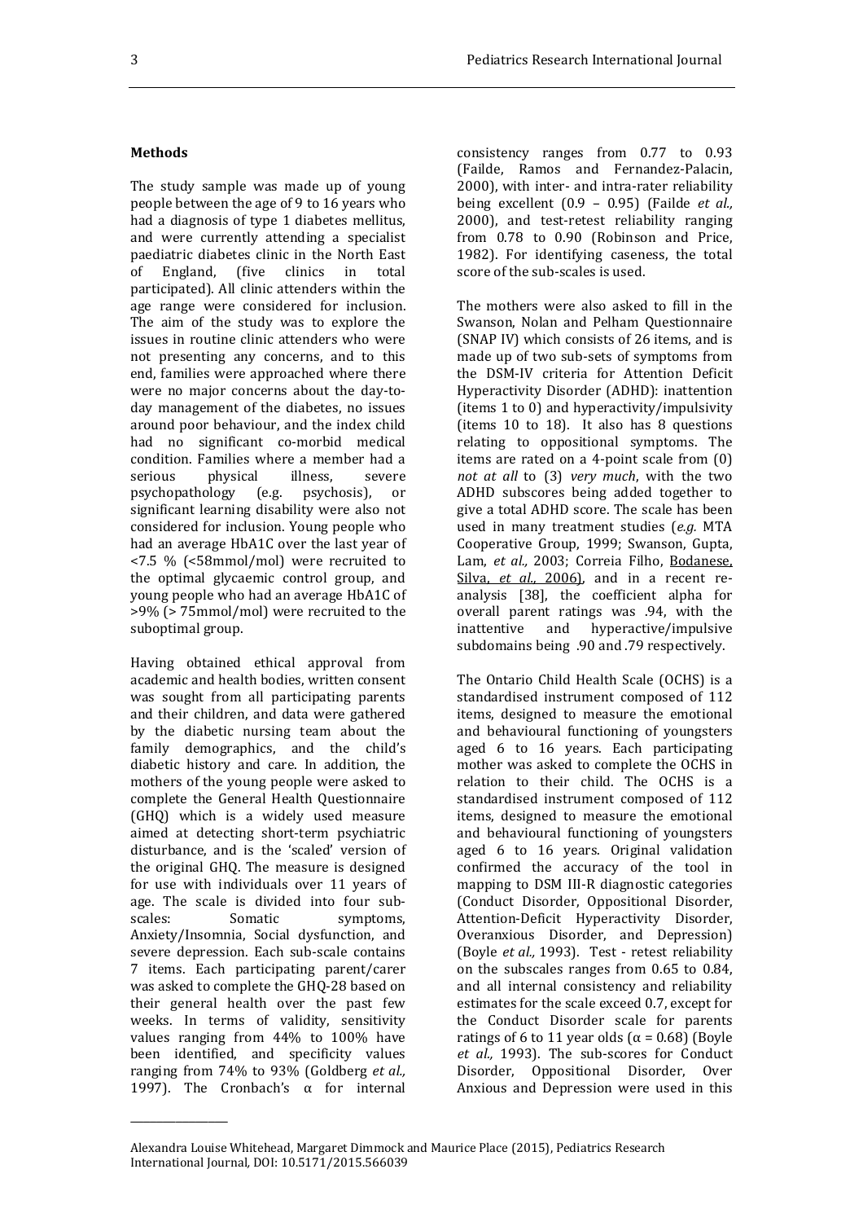## Methods

The study sample was made up of young people between the age of 9 to 16 years who had a diagnosis of type 1 diabetes mellitus, and were currently attending a specialist paediatric diabetes clinic in the North East of England, (five clinics in total participated). All clinic attenders within the age range were considered for inclusion. The aim of the study was to explore the issues in routine clinic attenders who were not presenting any concerns, and to this end, families were approached where there were no major concerns about the day-to-day management of the diabetes, no issues around poor behaviour, and the index child had no significant co-morbid medical condition. Families where a member had a serious physical illness, severe psychopathology (e.g. psychosis), or significant learning disability were also not considered for inclusion. Young people who had an average HbA1C over the last year of <7.5 % (<58mmol/mol) were recruited to the optimal glycaemic control group, and young people who had an average HbA1C of >9% (> 75mmol/mol) were recruited to the suboptimal group.

Having obtained ethical approval from academic and health bodies, written consent was sought from all participating parents and their children, and data were gathered by the diabetic nursing team about the family demographics, and the child's diabetic history and care. In addition, the mothers of the young people were asked to complete the General Health Questionnaire (GHQ) which is a widely used measure aimed at detecting short-term psychiatric disturbance, and is the 'scaled' version of the original GHQ. The measure is designed for use with individuals over 11 years of age. The scale is divided into four sub-scales: Somatic symptoms, Anxiety/Insomnia, Social dysfunction, and severe depression. Each sub-scale contains 7 items. Each participating parent/carer was asked to complete the GHQ-28 based on their general health over the past few weeks. In terms of validity, sensitivity values ranging from 44% to 100% have been identified, and specificity values ranging from 74% to 93% (Goldberg *et al.,* 1997). The Cronbach's α for internal consistency ranges from 0.77 to 0.93 (Failde, Ramos and Fernandez-Palacin, 2000), with inter- and intra-rater reliability being excellent (0.9 – 0.95) (Failde *et al.,* 2000), and test-retest reliability ranging from 0.78 to 0.90 (Robinson and Price, 1982). For identifying caseness, the total score of the sub-scales is used.

The mothers were also asked to fill in the Swanson, Nolan and Pelham Questionnaire (SNAP IV) which consists of 26 items, and is made up of two sub-sets of symptoms from the DSM-IV criteria for Attention Deficit Hyperactivity Disorder (ADHD): inattention (items 1 to 0) and hyperactivity/impulsivity (items 10 to 18). It also has 8 questions relating to oppositional symptoms. The items are rated on a 4-point scale from (0) *not at all* to (3) *very much*, with the two ADHD subscores being added together to give a total ADHD score. The scale has been used in many treatment studies (*e.g.* MTA Cooperative Group, 1999; Swanson, Gupta, Lam, *et al.,* 2003; Correia Filho, Bodanese, Silva, *et al.,* 2006), and in a recent re-analysis [38], the coefficient alpha for overall parent ratings was .94, with the inattentive and hyperactive/impulsive subdomains being .90 and .79 respectively.

The Ontario Child Health Scale (OCHS) is a standardised instrument composed of 112 items, designed to measure the emotional and behavioural functioning of youngsters aged 6 to 16 years. Each participating mother was asked to complete the OCHS in relation to their child. The OCHS is a standardised instrument composed of 112 items, designed to measure the emotional and behavioural functioning of youngsters aged 6 to 16 years. Original validation confirmed the accuracy of the tool in mapping to DSM III-R diagnostic categories (Conduct Disorder, Oppositional Disorder, Attention-Deficit Hyperactivity Disorder, Overanxious Disorder, and Depression) (Boyle *et al.,* 1993). Test - retest reliability on the subscales ranges from 0.65 to 0.84, and all internal consistency and reliability estimates for the scale exceed 0.7, except for the Conduct Disorder scale for parents ratings of 6 to 11 year olds (α = 0.68) (Boyle *et al.,* 1993). The sub-scores for Conduct Disorder, Oppositional Disorder, Over Anxious and Depression were used in this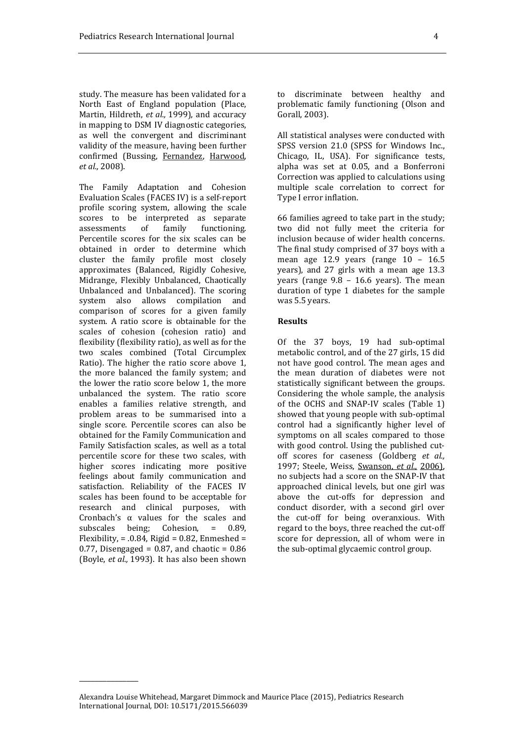study. The measure has been validated for a North East of England population (Place, Martin, Hildreth, *et al.,* 1999), and accuracy in mapping to DSM IV diagnostic categories, as well the convergent and discriminant validity of the measure, having been further confirmed (Bussing, Fernandez, Harwood, *et al.,* 2008).

The Family Adaptation and Cohesion Evaluation Scales (FACES IV) is a self-report profile scoring system, allowing the scale scores to be interpreted as separate assessments of family functioning. Percentile scores for the six scales can be obtained in order to determine which cluster the family profile most closely approximates (Balanced, Rigidly Cohesive, Midrange, Flexibly Unbalanced, Chaotically Unbalanced and Unbalanced). The scoring system also allows compilation and comparison of scores for a given family system. A ratio score is obtainable for the scales of cohesion (cohesion ratio) and flexibility (flexibility ratio), as well as for the two scales combined (Total Circumplex Ratio). The higher the ratio score above 1, the more balanced the family system; and the lower the ratio score below 1, the more unbalanced the system. The ratio score enables a families relative strength, and problem areas to be summarised into a single score. Percentile scores can also be obtained for the Family Communication and Family Satisfaction scales, as well as a total percentile score for these two scales, with higher scores indicating more positive feelings about family communication and satisfaction. Reliability of the FACES IV scales has been found to be acceptable for research and clinical purposes, with Cronbach's α values for the scales and subscales being; Cohesion, = 0.89, Flexibility, = .0.84, Rigid = 0.82, Enmeshed = 0.77, Disengaged = 0.87, and chaotic = 0.86 (Boyle, *et al.,* 1993). It has also been shown to discriminate between healthy and problematic family functioning (Olson and Gorall, 2003).

All statistical analyses were conducted with SPSS version 21.0 (SPSS for Windows Inc., Chicago, IL, USA). For significance tests, alpha was set at 0.05, and a Bonferroni Correction was applied to calculations using multiple scale correlation to correct for Type I error inflation.

66 families agreed to take part in the study; two did not fully meet the criteria for inclusion because of wider health concerns. The final study comprised of 37 boys with a mean age 12.9 years (range 10 – 16.5 years), and 27 girls with a mean age 13.3 years (range 9.8 – 16.6 years). The mean duration of type 1 diabetes for the sample was 5.5 years.

## Results

Of the 37 boys, 19 had sub-optimal metabolic control, and of the 27 girls, 15 did not have good control. The mean ages and the mean duration of diabetes were not statistically significant between the groups. Considering the whole sample, the analysis of the OCHS and SNAP-IV scales (Table 1) showed that young people with sub-optimal control had a significantly higher level of symptoms on all scales compared to those with good control. Using the published cut-off scores for caseness (Goldberg *et al.,* 1997; Steele, Weiss, Swanson, *et al.,* 2006), no subjects had a score on the SNAP-IV that approached clinical levels, but one girl was above the cut-offs for depression and conduct disorder, with a second girl over the cut-off for being overanxious. With regard to the boys, three reached the cut-off score for depression, all of whom were in the sub-optimal glycaemic control group.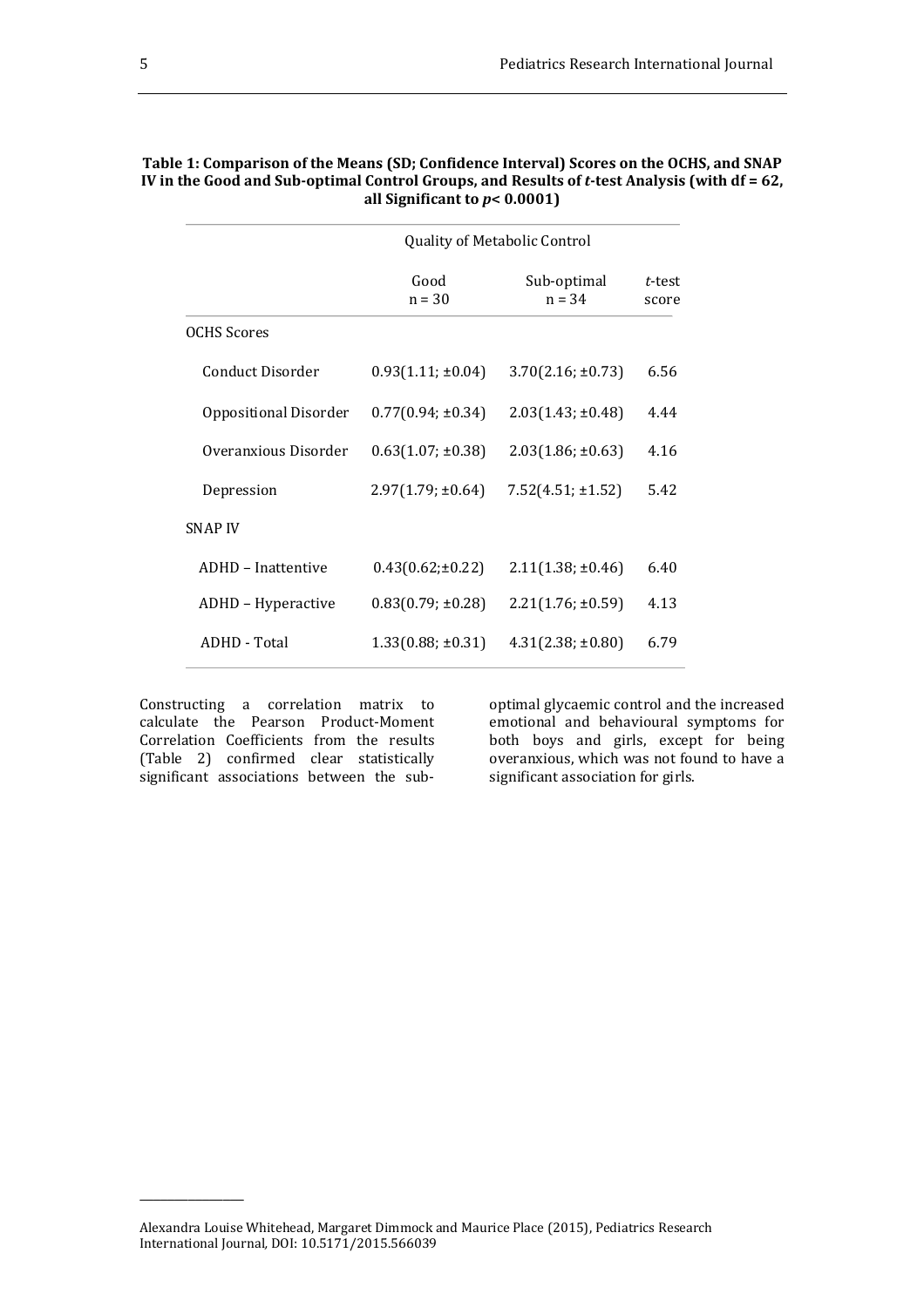**Table 1: Comparison of the Means (SD; Confidence Interval) Scores on the OCHS, and SNAP IV in the Good and Sub-optimal Control Groups, and Results of *t*-test Analysis (with df = 62, all Significant to *p*< 0.0001)**

| | Quality of Metabolic Control | | |
|---|---|---|---|
| | Good n = 30 | Sub-optimal n = 34 | *t*-test score |
| OCHS Scores | | | |
| Conduct Disorder | 0.93(1.11; ±0.04) | 3.70(2.16; ±0.73) | 6.56 |
| Oppositional Disorder | 0.77(0.94; ±0.34) | 2.03(1.43; ±0.48) | 4.44 |
| Overanxious Disorder | 0.63(1.07; ±0.38) | 2.03(1.86; ±0.63) | 4.16 |
| Depression | 2.97(1.79; ±0.64) | 7.52(4.51; ±1.52) | 5.42 |
| SNAP IV | | | |
| ADHD – Inattentive | 0.43(0.62;±0.22) | 2.11(1.38; ±0.46) | 6.40 |
| ADHD – Hyperactive | 0.83(0.79; ±0.28) | 2.21(1.76; ±0.59) | 4.13 |
| ADHD - Total | 1.33(0.88; ±0.31) | 4.31(2.38; ±0.80) | 6.79 |

Constructing a correlation matrix to calculate the Pearson Product-Moment Correlation Coefficients from the results (Table 2) confirmed clear statistically significant associations between the sub-optimal glycaemic control and the increased emotional and behavioural symptoms for both boys and girls, except for being overanxious, which was not found to have a significant association for girls.

Alexandra Louise Whitehead, Margaret Dimmock and Maurice Place (2015), Pediatrics Research International Journal, DOI: 10.5171/2015.566039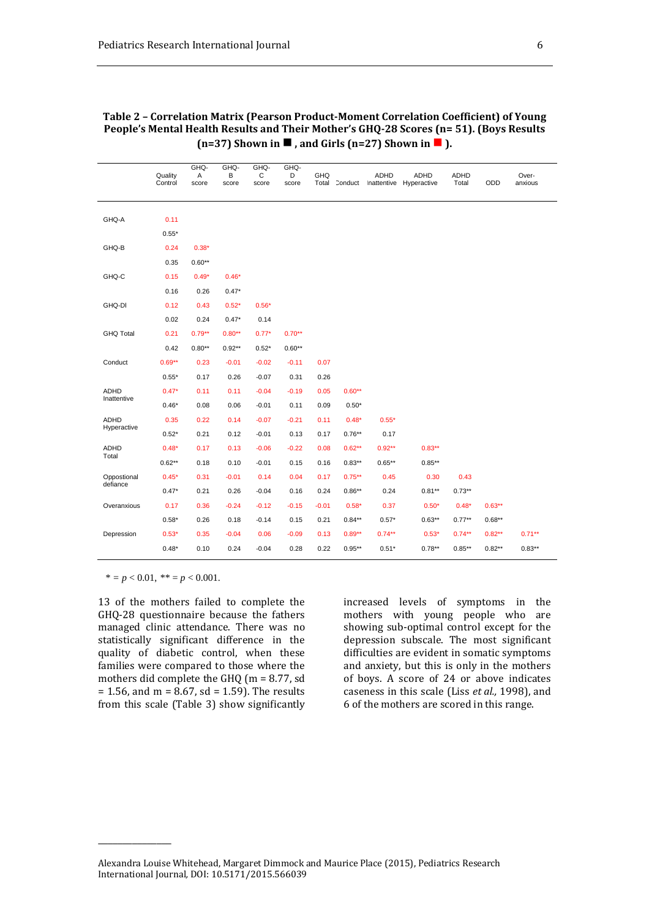**Table 2 – Correlation Matrix (Pearson Product-Moment Correlation Coefficient) of Young People's Mental Health Results and Their Mother's GHQ-28 Scores (n= 51). (Boys Results (n=37) Shown in ■ , and Girls (n=27) Shown in ■ ).**

| | Quality Control | GHQ-A score | GHQ-B score | GHQ-C score | GHQ-D score | GHQ Total | Conduct | ADHD Inattentive | ADHD Hyperactive | ADHD Total | ODD | Over-anxious |
|---|---|---|---|---|---|---|---|---|---|---|---|---|
| GHQ-A | 0.11 | | | | | | | | | | | |
| | 0.55* | | | | | | | | | | | |
| GHQ-B | 0.24 | 0.38* | | | | | | | | | | |
| | 0.35 | 0.60** | | | | | | | | | | |
| GHQ-C | 0.15 | 0.49* | 0.46* | | | | | | | | | |
| | 0.16 | 0.26 | 0.47* | | | | | | | | | |
| GHQ-DI | 0.12 | 0.43 | 0.52* | 0.56* | | | | | | | | |
| | 0.02 | 0.24 | 0.47* | 0.14 | | | | | | | | |
| GHQ Total | 0.21 | 0.79** | 0.80** | 0.77* | 0.70** | | | | | | | |
| | 0.42 | 0.80** | 0.92** | 0.52* | 0.60** | | | | | | | |
| Conduct | 0.69** | 0.23 | -0.01 | -0.02 | -0.11 | 0.07 | | | | | | |
| | 0.55* | 0.17 | 0.26 | -0.07 | 0.31 | 0.26 | | | | | | |
| ADHD Inattentive | 0.47* | 0.11 | 0.11 | -0.04 | -0.19 | 0.05 | 0.60** | | | | | |
| | 0.46* | 0.08 | 0.06 | -0.01 | 0.11 | 0.09 | 0.50* | | | | | |
| ADHD Hyperactive | 0.35 | 0.22 | 0.14 | -0.07 | -0.21 | 0.11 | 0.48* | 0.55* | | | | |
| | 0.52* | 0.21 | 0.12 | -0.01 | 0.13 | 0.17 | 0.76** | 0.17 | | | | |
| ADHD Total | 0.48* | 0.17 | 0.13 | -0.06 | -0.22 | 0.08 | 0.62** | 0.92** | 0.83** | | | |
| | 0.62** | 0.18 | 0.10 | -0.01 | 0.15 | 0.16 | 0.83** | 0.65** | 0.85** | | | |
| Oppostional defiance | 0.45* | 0.31 | -0.01 | 0.14 | 0.04 | 0.17 | 0.75** | 0.45 | 0.30 | 0.43 | | |
| | 0.47* | 0.21 | 0.26 | -0.04 | 0.16 | 0.24 | 0.86** | 0.24 | 0.81** | 0.73** | | |
| Overanxious | 0.17 | 0.36 | -0.24 | -0.12 | -0.15 | -0.01 | 0.58* | 0.37 | 0.50* | 0.48* | 0.63** | |
| | 0.58* | 0.26 | 0.18 | -0.14 | 0.15 | 0.21 | 0.84** | 0.57* | 0.63** | 0.77** | 0.68** | |
| Depression | 0.53* | 0.35 | -0.04 | 0.06 | -0.09 | 0.13 | 0.89** | 0.74** | 0.53* | 0.74** | 0.82** | 0.71** |
| | 0.48* | 0.10 | 0.24 | -0.04 | 0.28 | 0.22 | 0.95** | 0.51* | 0.78** | 0.85** | 0.82** | 0.83** |

\* = $p < 0.01$, \*\* = $p < 0.001$.

13 of the mothers failed to complete the GHQ-28 questionnaire because the fathers managed clinic attendance. There was no statistically significant difference in the quality of diabetic control, when these families were compared to those where the mothers did complete the GHQ (m = 8.77, sd = 1.56, and m = 8.67, sd = 1.59). The results from this scale (Table 3) show significantly increased levels of symptoms in the mothers with young people who are showing sub-optimal control except for the depression subscale. The most significant difficulties are evident in somatic symptoms and anxiety, but this is only in the mothers of boys. A score of 24 or above indicates caseness in this scale (Liss *et al.,* 1998), and 6 of the mothers are scored in this range.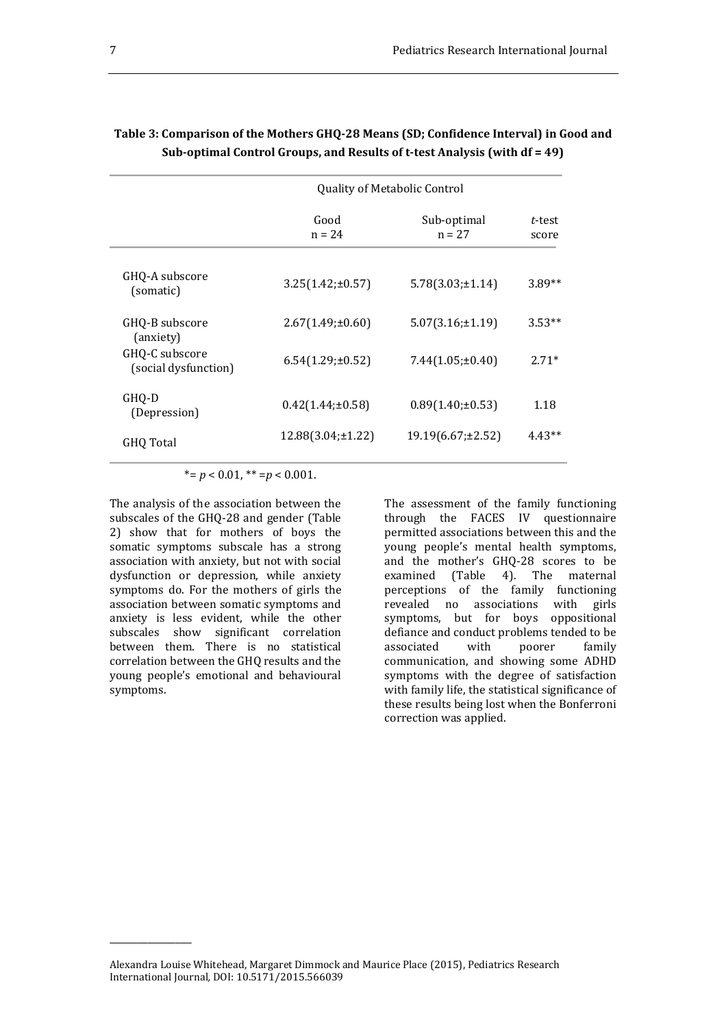**Table 3: Comparison of the Mothers GHQ-28 Means (SD; Confidence Interval) in Good and Sub-optimal Control Groups, and Results of t-test Analysis (with df = 49)**

| | Quality of Metabolic Control | | |
|---|---|---|---|
| | Good<br>n = 24 | Sub-optimal<br>n = 27 | *t*-test score |
| GHQ-A subscore (somatic) | 3.25(1.42;±0.57) | 5.78(3.03;±1.14) | 3.89** |
| GHQ-B subscore (anxiety) | 2.67(1.49;±0.60) | 5.07(3.16;±1.19) | 3.53** |
| GHQ-C subscore (social dysfunction) | 6.54(1.29;±0.52) | 7.44(1.05;±0.40) | 2.71* |
| GHQ-D (Depression) | 0.42(1.44;±0.58) | 0.89(1.40;±0.53) | 1.18 |
| GHQ Total | 12.88(3.04;±1.22) | 19.19(6.67;±2.52) | 4.43** |

*= $p < 0.01$, ** =$p < 0.001$.

The analysis of the association between the subscales of the GHQ-28 and gender (Table 2) show that for mothers of boys the somatic symptoms subscale has a strong association with anxiety, but not with social dysfunction or depression, while anxiety symptoms do. For the mothers of girls the association between somatic symptoms and anxiety is less evident, while the other subscales show significant correlation between them. There is no statistical correlation between the GHQ results and the young people's emotional and behavioural symptoms.

The assessment of the family functioning through the FACES IV questionnaire permitted associations between this and the young people's mental health symptoms, and the mother's GHQ-28 scores to be examined (Table 4). The maternal perceptions of the family functioning revealed no associations with girls symptoms, but for boys oppositional defiance and conduct problems tended to be associated with poorer family communication, and showing some ADHD symptoms with the degree of satisfaction with family life, the statistical significance of these results being lost when the Bonferroni correction was applied.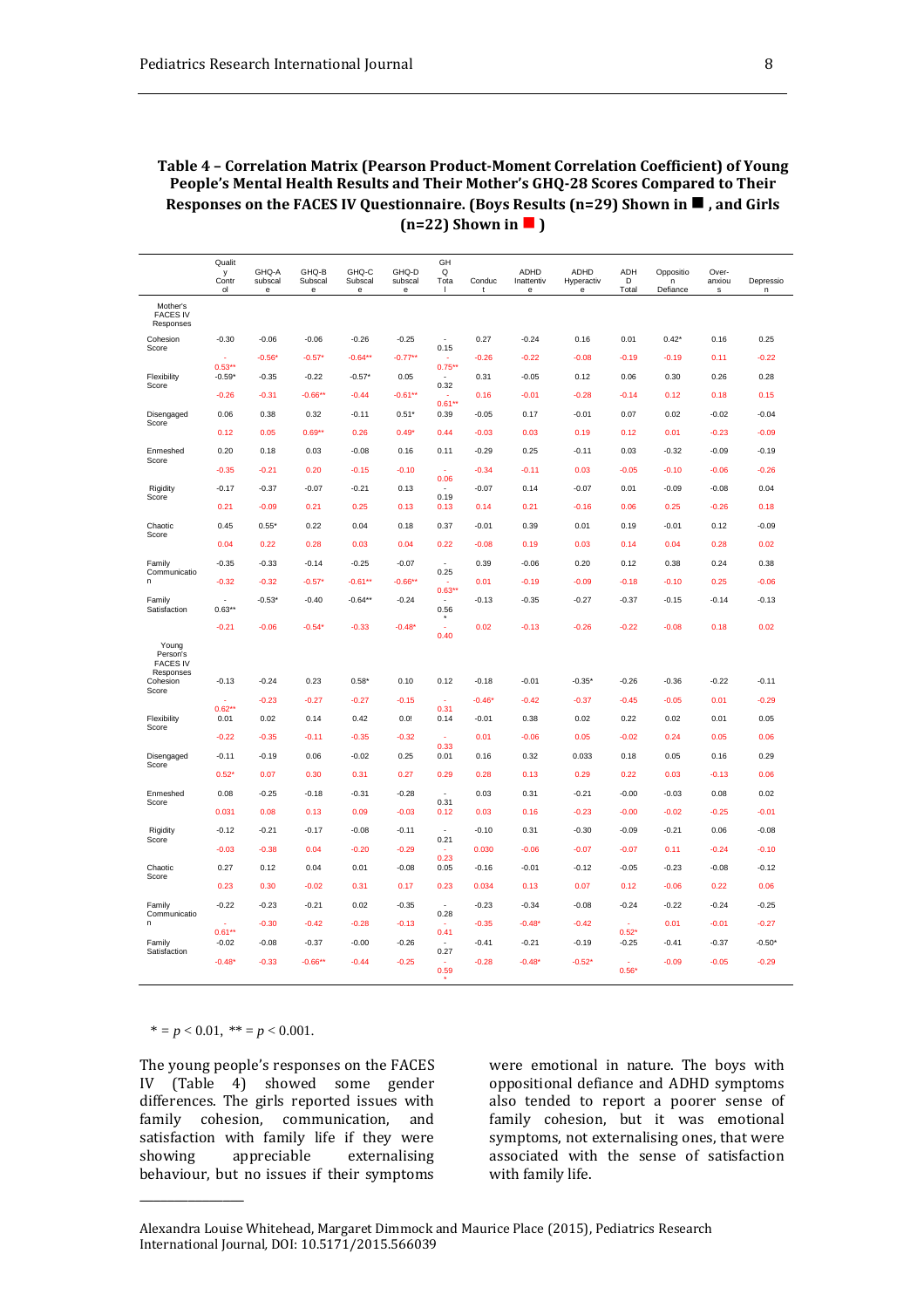**Table 4 – Correlation Matrix (Pearson Product-Moment Correlation Coefficient) of Young People's Mental Health Results and Their Mother's GHQ-28 Scores Compared to Their Responses on the FACES IV Questionnaire. (Boys Results (n=29) Shown in ■ , and Girls (n=22) Shown in ■ )**

| | Quality Control | GHQ-A subscale | GHQ-B Subscale | GHQ-C Subscale | GHQ-D subscale | GHQ Total | Conduct | ADHD Inattentive | ADHD Hyperactive | ADHD Total | Opposition Defiance | Over-anxious | Depression |
|---|---|---|---|---|---|---|---|---|---|---|---|---|---|
| **Mother's FACES IV Responses** | | | | | | | | | | | | | |
| Cohesion Score | -0.30 | -0.06 | -0.06 | -0.26 | -0.25 | -0.15 | 0.27 | -0.24 | 0.16 | 0.01 | 0.42* | 0.16 | 0.25 |
| | -0.53** | -0.56* | -0.57* | -0.64** | -0.77** | -0.75** | -0.26 | -0.22 | -0.08 | -0.19 | -0.19 | 0.11 | -0.22 |
| Flexibility Score | -0.59* | -0.35 | -0.22 | -0.57* | 0.05 | -0.32 | 0.31 | -0.05 | 0.12 | 0.06 | 0.30 | 0.26 | 0.28 |
| | -0.26 | -0.31 | -0.66** | -0.44 | -0.61** | -0.61** | 0.16 | -0.01 | -0.28 | -0.14 | 0.12 | 0.18 | 0.15 |
| Disengaged Score | 0.06 | 0.38 | 0.32 | -0.11 | 0.51* | 0.39 | -0.05 | 0.17 | -0.01 | 0.07 | 0.02 | -0.02 | -0.04 |
| | 0.12 | 0.05 | 0.69** | 0.26 | 0.49* | 0.44 | -0.03 | 0.03 | 0.19 | 0.12 | 0.01 | -0.23 | -0.09 |
| Enmeshed Score | 0.20 | 0.18 | 0.03 | -0.08 | 0.16 | 0.11 | -0.29 | 0.25 | -0.11 | 0.03 | -0.32 | -0.09 | -0.19 |
| | -0.35 | -0.21 | 0.20 | -0.15 | -0.10 | -0.06 | -0.34 | -0.11 | 0.03 | -0.05 | -0.10 | -0.06 | -0.26 |
| Rigidity Score | -0.17 | -0.37 | -0.07 | -0.21 | 0.13 | -0.19 | -0.07 | 0.14 | -0.07 | 0.01 | -0.09 | -0.08 | 0.04 |
| | 0.21 | -0.09 | 0.21 | 0.25 | 0.13 | 0.13 | 0.14 | 0.21 | -0.16 | 0.06 | 0.25 | -0.26 | 0.18 |
| Chaotic Score | 0.45 | 0.55* | 0.22 | 0.04 | 0.18 | 0.37 | -0.01 | 0.39 | 0.01 | 0.19 | -0.01 | 0.12 | -0.09 |
| | 0.04 | 0.22 | 0.28 | 0.03 | 0.04 | 0.22 | -0.08 | 0.19 | 0.03 | 0.14 | 0.04 | 0.28 | 0.02 |
| Family Communication | -0.35 | -0.33 | -0.14 | -0.25 | -0.07 | -0.25 | 0.39 | -0.06 | 0.20 | 0.12 | 0.38 | 0.24 | 0.38 |
| | -0.32 | -0.32 | -0.57* | -0.61** | -0.66** | -0.63** | 0.01 | -0.19 | -0.09 | -0.18 | -0.10 | 0.25 | -0.06 |
| Family Satisfaction | -0.63** | -0.53* | -0.40 | -0.64** | -0.24 | -0.56* | -0.13 | -0.35 | -0.27 | -0.37 | -0.15 | -0.14 | -0.13 |
| | -0.21 | -0.06 | -0.54* | -0.33 | -0.48* | -0.40 | 0.02 | -0.13 | -0.26 | -0.22 | -0.08 | 0.18 | 0.02 |
| **Young Person's FACES IV Responses** | | | | | | | | | | | | | |
| Cohesion Score | -0.13 | -0.24 | 0.23 | 0.58* | 0.10 | 0.12 | -0.18 | -0.01 | -0.35* | -0.26 | -0.36 | -0.22 | -0.11 |
| | -0.62** | -0.23 | -0.27 | -0.27 | -0.15 | -0.31 | -0.46* | -0.42 | -0.37 | -0.45 | -0.05 | 0.01 | -0.29 |
| Flexibility Score | 0.01 | 0.02 | 0.14 | 0.42 | 0.0! | 0.14 | -0.01 | 0.38 | 0.02 | 0.22 | 0.02 | 0.01 | 0.05 |
| | -0.22 | -0.35 | -0.11 | -0.35 | -0.32 | -0.33 | 0.01 | -0.06 | 0.05 | -0.02 | 0.24 | 0.05 | 0.06 |
| Disengaged Score | -0.11 | -0.19 | 0.06 | -0.02 | 0.25 | 0.01 | 0.16 | 0.32 | 0.033 | 0.18 | 0.05 | 0.16 | 0.29 |
| | 0.52* | 0.07 | 0.30 | 0.31 | 0.27 | 0.29 | 0.28 | 0.13 | 0.29 | 0.22 | 0.03 | -0.13 | 0.06 |
| Enmeshed Score | 0.08 | -0.25 | -0.18 | -0.31 | -0.28 | -0.31 | 0.03 | 0.31 | -0.21 | -0.00 | -0.03 | 0.08 | 0.02 |
| | 0.031 | 0.08 | 0.13 | 0.09 | -0.03 | 0.12 | 0.03 | 0.16 | -0.23 | -0.00 | -0.02 | -0.25 | -0.01 |
| Rigidity Score | -0.12 | -0.21 | -0.17 | -0.08 | -0.11 | -0.21 | -0.10 | 0.31 | -0.30 | -0.09 | -0.21 | 0.06 | -0.08 |
| | -0.03 | -0.38 | 0.04 | -0.20 | -0.29 | -0.23 | 0.030 | -0.06 | -0.07 | -0.07 | 0.11 | -0.24 | -0.10 |
| Chaotic Score | 0.27 | 0.12 | 0.04 | 0.01 | -0.08 | 0.05 | -0.16 | -0.01 | -0.12 | -0.05 | -0.23 | -0.08 | -0.12 |
| | 0.23 | 0.30 | -0.02 | 0.31 | 0.17 | 0.23 | 0.034 | 0.13 | 0.07 | 0.12 | -0.06 | 0.22 | 0.06 |
| Family Communication | -0.22 | -0.23 | -0.21 | 0.02 | -0.35 | -0.28 | -0.23 | -0.34 | -0.08 | -0.24 | -0.22 | -0.24 | -0.25 |
| | -0.61** | -0.30 | -0.42 | -0.28 | -0.13 | -0.41 | -0.35 | -0.48* | -0.42 | -0.52* | 0.01 | -0.01 | -0.27 |
| Family Satisfaction | -0.02 | -0.08 | -0.37 | -0.00 | -0.26 | -0.27 | -0.41 | -0.21 | -0.19 | -0.25 | -0.41 | -0.37 | -0.50* |
| | -0.48* | -0.33 | -0.66** | -0.44 | -0.25 | -0.59* | -0.28 | -0.48* | -0.52* | -0.56* | -0.09 | -0.05 | -0.29 |

\* = $p < 0.01$, \*\* = $p < 0.001$.

The young people's responses on the FACES IV (Table 4) showed some gender differences. The girls reported issues with family cohesion, communication, and satisfaction with family life if they were showing appreciable externalising behaviour, but no issues if their symptoms were emotional in nature. The boys with oppositional defiance and ADHD symptoms also tended to report a poorer sense of family cohesion, but it was emotional symptoms, not externalising ones, that were associated with the sense of satisfaction with family life.

Alexandra Louise Whitehead, Margaret Dimmock and Maurice Place (2015), Pediatrics Research International Journal, DOI: 10.5171/2015.566039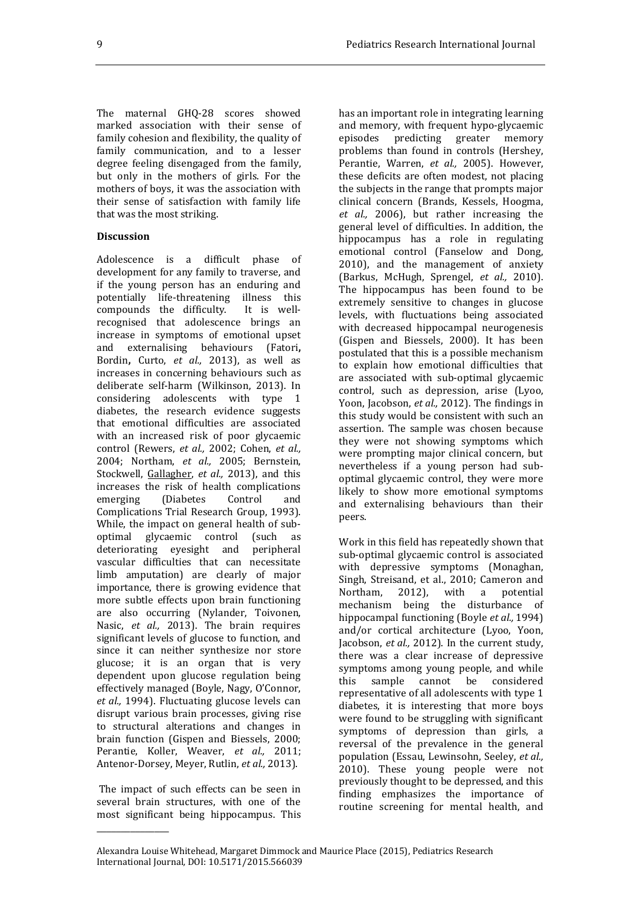The maternal GHQ-28 scores showed marked association with their sense of family cohesion and flexibility, the quality of family communication, and to a lesser degree feeling disengaged from the family, but only in the mothers of girls. For the mothers of boys, it was the association with their sense of satisfaction with family life that was the most striking.

**Discussion**

Adolescence is a difficult phase of development for any family to traverse, and if the young person has an enduring and potentially life-threatening illness this compounds the difficulty. It is well-recognised that adolescence brings an increase in symptoms of emotional upset and externalising behaviours (Fatori, Bordin, Curto, *et al.,* 2013), as well as increases in concerning behaviours such as deliberate self-harm (Wilkinson, 2013). In considering adolescents with type 1 diabetes, the research evidence suggests that emotional difficulties are associated with an increased risk of poor glycaemic control (Rewers, *et al.,* 2002; Cohen, *et al.,* 2004; Northam, *et al.,* 2005; Bernstein, Stockwell, Gallagher, *et al.,* 2013), and this increases the risk of health complications emerging (Diabetes Control and Complications Trial Research Group, 1993). While, the impact on general health of sub-optimal glycaemic control (such as deteriorating eyesight and peripheral vascular difficulties that can necessitate limb amputation) are clearly of major importance, there is growing evidence that more subtle effects upon brain functioning are also occurring (Nylander, Toivonen, Nasic, *et al.,* 2013). The brain requires significant levels of glucose to function, and since it can neither synthesize nor store glucose; it is an organ that is very dependent upon glucose regulation being effectively managed (Boyle, Nagy, O'Connor, *et al.,* 1994). Fluctuating glucose levels can disrupt various brain processes, giving rise to structural alterations and changes in brain function (Gispen and Biessels, 2000; Perantie, Koller, Weaver, *et al.,* 2011; Antenor-Dorsey, Meyer, Rutlin, *et al.,* 2013).

The impact of such effects can be seen in several brain structures, with one of the most significant being hippocampus. This has an important role in integrating learning and memory, with frequent hypo-glycaemic episodes predicting greater memory problems than found in controls (Hershey, Perantie, Warren, *et al.,* 2005). However, these deficits are often modest, not placing the subjects in the range that prompts major clinical concern (Brands, Kessels, Hoogma, *et al.,* 2006), but rather increasing the general level of difficulties. In addition, the hippocampus has a role in regulating emotional control (Fanselow and Dong, 2010), and the management of anxiety (Barkus, McHugh, Sprengel, *et al.,* 2010). The hippocampus has been found to be extremely sensitive to changes in glucose levels, with fluctuations being associated with decreased hippocampal neurogenesis (Gispen and Biessels, 2000). It has been postulated that this is a possible mechanism to explain how emotional difficulties that are associated with sub-optimal glycaemic control, such as depression, arise (Lyoo, Yoon, Jacobson, *et al.,* 2012). The findings in this study would be consistent with such an assertion. The sample was chosen because they were not showing symptoms which were prompting major clinical concern, but nevertheless if a young person had sub-optimal glycaemic control, they were more likely to show more emotional symptoms and externalising behaviours than their peers.

Work in this field has repeatedly shown that sub-optimal glycaemic control is associated with depressive symptoms (Monaghan, Singh, Streisand, et al., 2010; Cameron and Northam, 2012), with a potential mechanism being the disturbance of hippocampal functioning (Boyle *et al.,* 1994) and/or cortical architecture (Lyoo, Yoon, Jacobson, *et al.,* 2012). In the current study, there was a clear increase of depressive symptoms among young people, and while this sample cannot be considered representative of all adolescents with type 1 diabetes, it is interesting that more boys were found to be struggling with significant symptoms of depression than girls, a reversal of the prevalence in the general population (Essau, Lewinsohn, Seeley, *et al.,* 2010). These young people were not previously thought to be depressed, and this finding emphasizes the importance of routine screening for mental health, and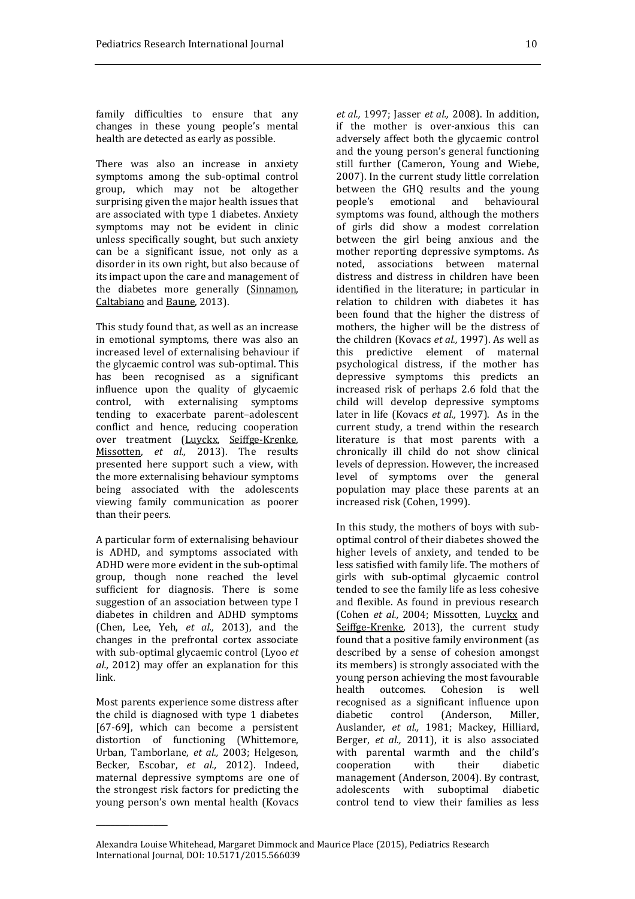family difficulties to ensure that any changes in these young people's mental health are detected as early as possible.

There was also an increase in anxiety symptoms among the sub-optimal control group, which may not be altogether surprising given the major health issues that are associated with type 1 diabetes. Anxiety symptoms may not be evident in clinic unless specifically sought, but such anxiety can be a significant issue, not only as a disorder in its own right, but also because of its impact upon the care and management of the diabetes more generally (Sinnamon, Caltabiano and Baune, 2013).

This study found that, as well as an increase in emotional symptoms, there was also an increased level of externalising behaviour if the glycaemic control was sub-optimal. This has been recognised as a significant influence upon the quality of glycaemic control, with externalising symptoms tending to exacerbate parent–adolescent conflict and hence, reducing cooperation over treatment (Luyckx, Seiffge-Krenke, Missotten, *et al.,* 2013). The results presented here support such a view, with the more externalising behaviour symptoms being associated with the adolescents viewing family communication as poorer than their peers.

A particular form of externalising behaviour is ADHD, and symptoms associated with ADHD were more evident in the sub-optimal group, though none reached the level sufficient for diagnosis. There is some suggestion of an association between type I diabetes in children and ADHD symptoms (Chen, Lee, Yeh, *et al.,* 2013), and the changes in the prefrontal cortex associate with sub-optimal glycaemic control (Lyoo *et al.,* 2012) may offer an explanation for this link.

Most parents experience some distress after the child is diagnosed with type 1 diabetes [67-69], which can become a persistent distortion of functioning (Whittemore, Urban, Tamborlane, *et al.,* 2003; Helgeson, Becker, Escobar, *et al.,* 2012). Indeed, maternal depressive symptoms are one of the strongest risk factors for predicting the young person's own mental health (Kovacs *et al.,* 1997; Jasser *et al.,* 2008). In addition, if the mother is over-anxious this can adversely affect both the glycaemic control and the young person's general functioning still further (Cameron, Young and Wiebe, 2007). In the current study little correlation between the GHQ results and the young people's emotional and behavioural symptoms was found, although the mothers of girls did show a modest correlation between the girl being anxious and the mother reporting depressive symptoms. As noted, associations between maternal distress and distress in children have been identified in the literature; in particular in relation to children with diabetes it has been found that the higher the distress of mothers, the higher will be the distress of the children (Kovacs *et al.,* 1997). As well as this predictive element of maternal psychological distress, if the mother has depressive symptoms this predicts an increased risk of perhaps 2.6 fold that the child will develop depressive symptoms later in life (Kovacs *et al.,* 1997). As in the current study, a trend within the research literature is that most parents with a chronically ill child do not show clinical levels of depression. However, the increased level of symptoms over the general population may place these parents at an increased risk (Cohen, 1999).

In this study, the mothers of boys with sub-optimal control of their diabetes showed the higher levels of anxiety, and tended to be less satisfied with family life. The mothers of girls with sub-optimal glycaemic control tended to see the family life as less cohesive and flexible. As found in previous research (Cohen *et al.,* 2004; Missotten, Luyckx and Seiffge-Krenke, 2013), the current study found that a positive family environment (as described by a sense of cohesion amongst its members) is strongly associated with the young person achieving the most favourable health outcomes. Cohesion is well recognised as a significant influence upon diabetic control (Anderson, Miller, Auslander, *et al.,* 1981; Mackey, Hilliard, Berger, *et al.,* 2011), it is also associated with parental warmth and the child's cooperation with their diabetic management (Anderson, 2004). By contrast, adolescents with suboptimal diabetic control tend to view their families as less

Alexandra Louise Whitehead, Margaret Dimmock and Maurice Place (2015), Pediatrics Research International Journal, DOI: 10.5171/2015.566039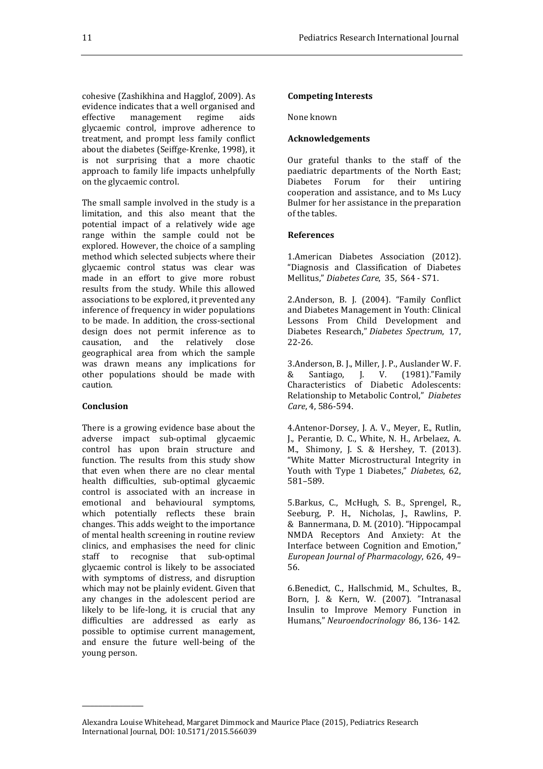cohesive (Zashikhina and Hagglof, 2009). As evidence indicates that a well organised and effective management regime aids glycaemic control, improve adherence to treatment, and prompt less family conflict about the diabetes (Seiffge-Krenke, 1998), it is not surprising that a more chaotic approach to family life impacts unhelpfully on the glycaemic control.

The small sample involved in the study is a limitation, and this also meant that the potential impact of a relatively wide age range within the sample could not be explored. However, the choice of a sampling method which selected subjects where their glycaemic control status was clear was made in an effort to give more robust results from the study. While this allowed associations to be explored, it prevented any inference of frequency in wider populations to be made. In addition, the cross-sectional design does not permit inference as to causation, and the relatively close geographical area from which the sample was drawn means any implications for other populations should be made with caution.

## Conclusion

There is a growing evidence base about the adverse impact sub-optimal glycaemic control has upon brain structure and function. The results from this study show that even when there are no clear mental health difficulties, sub-optimal glycaemic control is associated with an increase in emotional and behavioural symptoms, which potentially reflects these brain changes. This adds weight to the importance of mental health screening in routine review clinics, and emphasises the need for clinic staff to recognise that sub-optimal glycaemic control is likely to be associated with symptoms of distress, and disruption which may not be plainly evident. Given that any changes in the adolescent period are likely to be life-long, it is crucial that any difficulties are addressed as early as possible to optimise current management, and ensure the future well-being of the young person.

## Competing Interests

None known

## Acknowledgements

Our grateful thanks to the staff of the paediatric departments of the North East; Diabetes Forum for their untiring cooperation and assistance, and to Ms Lucy Bulmer for her assistance in the preparation of the tables.

## References

1.American Diabetes Association (2012). "Diagnosis and Classification of Diabetes Mellitus," *Diabetes Care*, 35, S64 - S71.

2.Anderson, B. J. (2004). "Family Conflict and Diabetes Management in Youth: Clinical Lessons From Child Development and Diabetes Research," *Diabetes Spectrum*, 17, 22-26.

3.Anderson, B. J., Miller, J. P., Auslander W. F. & Santiago, J. V. (1981)."Family Characteristics of Diabetic Adolescents: Relationship to Metabolic Control," *Diabetes Care*, 4, 586-594.

4.Antenor-Dorsey, J. A. V., Meyer, E., Rutlin, J., Perantie, D. C., White, N. H., Arbelaez, A. M., Shimony, J. S. & Hershey, T. (2013). "White Matter Microstructural Integrity in Youth with Type 1 Diabetes," *Diabetes*, 62, 581–589.

5.Barkus, C., McHugh, S. B., Sprengel, R., Seeburg, P. H., Nicholas, J., Rawlins, P. & Bannermana, D. M. (2010). "Hippocampal NMDA Receptors And Anxiety: At the Interface between Cognition and Emotion," *European Journal of Pharmacology*, 626, 49–56.

6.Benedict, C., Hallschmid, M., Schultes, B., Born, J. & Kern, W. (2007). "Intranasal Insulin to Improve Memory Function in Humans," *Neuroendocrinology* 86, 136- 142.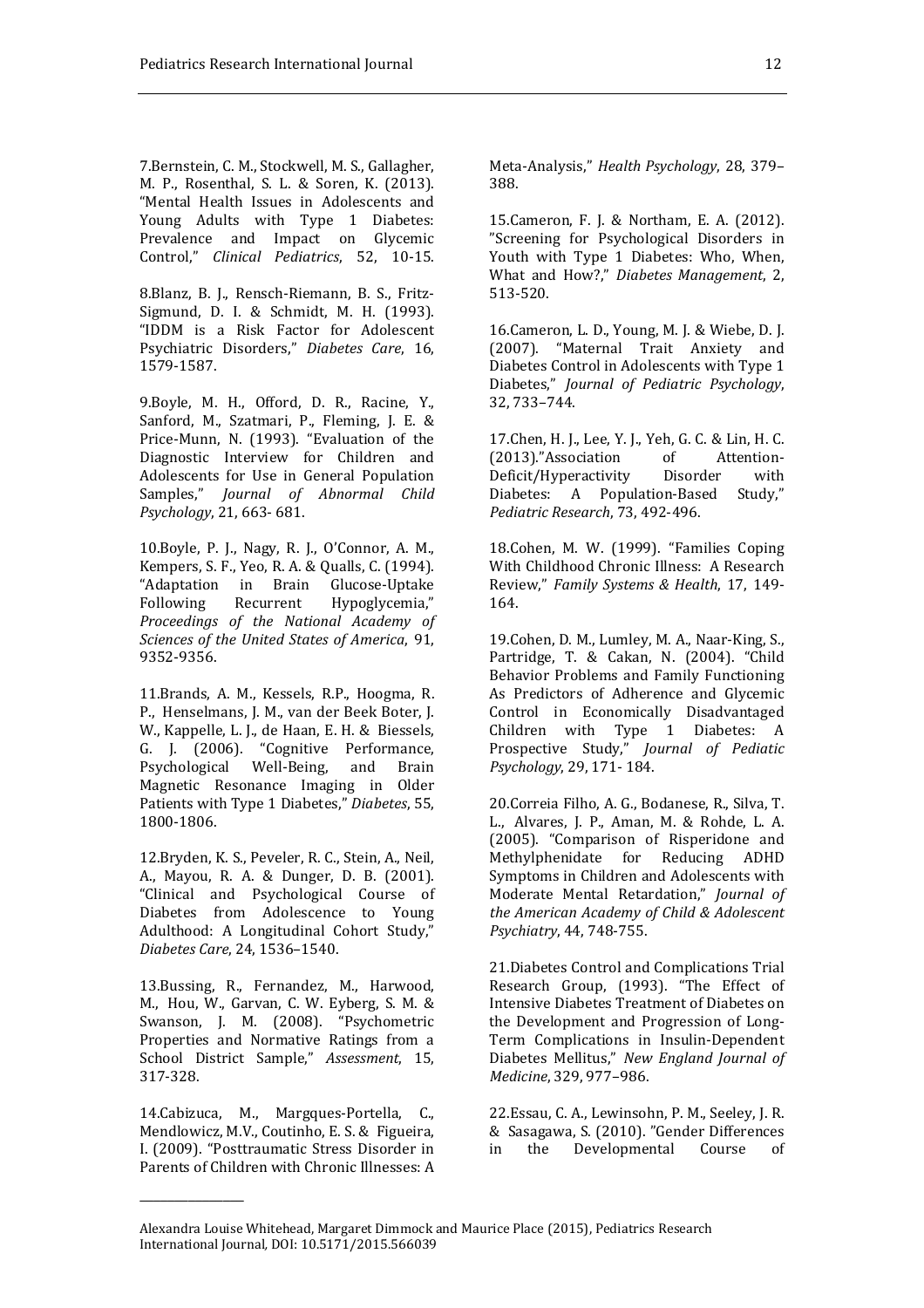7.Bernstein, C. M., Stockwell, M. S., Gallagher, M. P., Rosenthal, S. L. & Soren, K. (2013). "Mental Health Issues in Adolescents and Young Adults with Type 1 Diabetes: Prevalence and Impact on Glycemic Control," *Clinical Pediatrics*, 52, 10-15.

8.Blanz, B. J., Rensch-Riemann, B. S., Fritz-Sigmund, D. I. & Schmidt, M. H. (1993). "IDDM is a Risk Factor for Adolescent Psychiatric Disorders," *Diabetes Care*, 16, 1579-1587.

9.Boyle, M. H., Offord, D. R., Racine, Y., Sanford, M., Szatmari, P., Fleming, J. E. & Price-Munn, N. (1993). "Evaluation of the Diagnostic Interview for Children and Adolescents for Use in General Population Samples," *Journal of Abnormal Child Psychology*, 21, 663- 681.

10.Boyle, P. J., Nagy, R. J., O'Connor, A. M., Kempers, S. F., Yeo, R. A. & Qualls, C. (1994). "Adaptation in Brain Glucose-Uptake Following Recurrent Hypoglycemia," *Proceedings of the National Academy of Sciences of the United States of America*, 91, 9352-9356.

11.Brands, A. M., Kessels, R.P., Hoogma, R. P., Henselmans, J. M., van der Beek Boter, J. W., Kappelle, L. J., de Haan, E. H. & Biessels, G. J. (2006). "Cognitive Performance, Psychological Well-Being, and Brain Magnetic Resonance Imaging in Older Patients with Type 1 Diabetes," *Diabetes*, 55, 1800-1806.

12.Bryden, K. S., Peveler, R. C., Stein, A., Neil, A., Mayou, R. A. & Dunger, D. B. (2001). "Clinical and Psychological Course of Diabetes from Adolescence to Young Adulthood: A Longitudinal Cohort Study," *Diabetes Care*, 24, 1536–1540.

13.Bussing, R., Fernandez, M., Harwood, M., Hou, W., Garvan, C. W. Eyberg, S. M. & Swanson, J. M. (2008). "Psychometric Properties and Normative Ratings from a School District Sample," *Assessment*, 15, 317-328.

14.Cabizuca, M., Margques-Portella, C., Mendlowicz, M.V., Coutinho, E. S. & Figueira, I. (2009). "Posttraumatic Stress Disorder in Parents of Children with Chronic Illnesses: A Meta-Analysis," *Health Psychology*, 28, 379–388.

15.Cameron, F. J. & Northam, E. A. (2012). "Screening for Psychological Disorders in Youth with Type 1 Diabetes: Who, When, What and How?," *Diabetes Management*, 2, 513-520.

16.Cameron, L. D., Young, M. J. & Wiebe, D. J. (2007). "Maternal Trait Anxiety and Diabetes Control in Adolescents with Type 1 Diabetes," *Journal of Pediatric Psychology*, 32, 733–744.

17.Chen, H. J., Lee, Y. J., Yeh, G. C. & Lin, H. C. (2013)."Association of Attention-Deficit/Hyperactivity Disorder with Diabetes: A Population-Based Study," *Pediatric Research*, 73, 492-496.

18.Cohen, M. W. (1999). "Families Coping With Childhood Chronic Illness: A Research Review," *Family Systems & Health*, 17, 149-164.

19.Cohen, D. M., Lumley, M. A., Naar-King, S., Partridge, T. & Cakan, N. (2004). "Child Behavior Problems and Family Functioning As Predictors of Adherence and Glycemic Control in Economically Disadvantaged Children with Type 1 Diabetes: A Prospective Study," *Journal of Pediatic Psychology*, 29, 171- 184.

20.Correia Filho, A. G., Bodanese, R., Silva, T. L., Alvares, J. P., Aman, M. & Rohde, L. A. (2005). "Comparison of Risperidone and Methylphenidate for Reducing ADHD Symptoms in Children and Adolescents with Moderate Mental Retardation," *Journal of the American Academy of Child & Adolescent Psychiatry*, 44, 748-755.

21.Diabetes Control and Complications Trial Research Group, (1993). "The Effect of Intensive Diabetes Treatment of Diabetes on the Development and Progression of Long-Term Complications in Insulin-Dependent Diabetes Mellitus," *New England Journal of Medicine*, 329, 977–986.

22.Essau, C. A., Lewinsohn, P. M., Seeley, J. R. & Sasagawa, S. (2010). "Gender Differences in the Developmental Course of

Alexandra Louise Whitehead, Margaret Dimmock and Maurice Place (2015), Pediatrics Research International Journal, DOI: 10.5171/2015.566039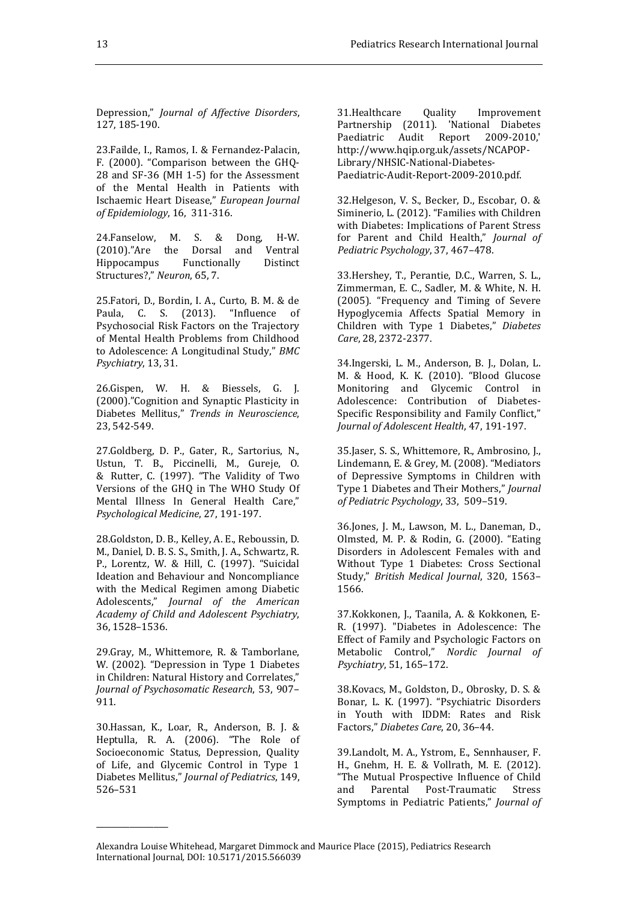Depression," *Journal of Affective Disorders*, 127, 185-190.

23.Failde, I., Ramos, I. & Fernandez-Palacin, F. (2000). "Comparison between the GHQ-28 and SF-36 (MH 1-5) for the Assessment of the Mental Health in Patients with Ischaemic Heart Disease," *European Journal of Epidemiology*, 16, 311-316.

24.Fanselow, M. S. & Dong, H-W. (2010)."Are the Dorsal and Ventral Hippocampus Functionally Distinct Structures?," *Neuron*, 65, 7.

25.Fatori, D., Bordin, I. A., Curto, B. M. & de Paula, C. S. (2013). "Influence of Psychosocial Risk Factors on the Trajectory of Mental Health Problems from Childhood to Adolescence: A Longitudinal Study," *BMC Psychiatry*, 13, 31.

26.Gispen, W. H. & Biessels, G. J. (2000)."Cognition and Synaptic Plasticity in Diabetes Mellitus," *Trends in Neuroscience*, 23, 542-549.

27.Goldberg, D. P., Gater, R., Sartorius, N., Ustun, T. B., Piccinelli, M., Gureje, O. & Rutter, C. (1997). "The Validity of Two Versions of the GHQ in The WHO Study Of Mental Illness In General Health Care," *Psychological Medicine*, 27, 191-197.

28.Goldston, D. B., Kelley, A. E., Reboussin, D. M., Daniel, D. B. S. S., Smith, J. A., Schwartz, R. P., Lorentz, W. & Hill, C. (1997). "Suicidal Ideation and Behaviour and Noncompliance with the Medical Regimen among Diabetic Adolescents," *Journal of the American Academy of Child and Adolescent Psychiatry*, 36, 1528–1536.

29.Gray, M., Whittemore, R. & Tamborlane, W. (2002). "Depression in Type 1 Diabetes in Children: Natural History and Correlates," *Journal of Psychosomatic Research*, 53, 907–911.

30.Hassan, K., Loar, R., Anderson, B. J. & Heptulla, R. A. (2006). "The Role of Socioeconomic Status, Depression, Quality of Life, and Glycemic Control in Type 1 Diabetes Mellitus," *Journal of Pediatrics*, 149, 526–531

31.Healthcare Quality Improvement Partnership (2011). 'National Diabetes Paediatric Audit Report 2009-2010,' http://www.hqip.org.uk/assets/NCAPOP-Library/NHSIC-National-Diabetes-Paediatric-Audit-Report-2009-2010.pdf.

32.Helgeson, V. S., Becker, D., Escobar, O. & Siminerio, L. (2012). "Families with Children with Diabetes: Implications of Parent Stress for Parent and Child Health," *Journal of Pediatric Psychology*, 37, 467–478.

33.Hershey, T., Perantie, D.C., Warren, S. L., Zimmerman, E. C., Sadler, M. & White, N. H. (2005). "Frequency and Timing of Severe Hypoglycemia Affects Spatial Memory in Children with Type 1 Diabetes," *Diabetes Care*, 28, 2372-2377.

34.Ingerski, L. M., Anderson, B. J., Dolan, L. M. & Hood, K. K. (2010). "Blood Glucose Monitoring and Glycemic Control in Adolescence: Contribution of Diabetes-Specific Responsibility and Family Conflict," *Journal of Adolescent Health*, 47, 191-197.

35.Jaser, S. S., Whittemore, R., Ambrosino, J., Lindemann, E. & Grey, M. (2008). "Mediators of Depressive Symptoms in Children with Type 1 Diabetes and Their Mothers," *Journal of Pediatric Psychology*, 33, 509–519.

36.Jones, J. M., Lawson, M. L., Daneman, D., Olmsted, M. P. & Rodin, G. (2000). "Eating Disorders in Adolescent Females with and Without Type 1 Diabetes: Cross Sectional Study," *British Medical Journal*, 320, 1563–1566.

37.Kokkonen, J., Taanila, A. & Kokkonen, E-R. (1997). "Diabetes in Adolescence: The Effect of Family and Psychologic Factors on Metabolic Control," *Nordic Journal of Psychiatry*, 51, 165–172.

38.Kovacs, M., Goldston, D., Obrosky, D. S. & Bonar, L. K. (1997). "Psychiatric Disorders in Youth with IDDM: Rates and Risk Factors," *Diabetes Care*, 20, 36–44.

39.Landolt, M. A., Ystrom, E., Sennhauser, F. H., Gnehm, H. E. & Vollrath, M. E. (2012). "The Mutual Prospective Influence of Child and Parental Post-Traumatic Stress Symptoms in Pediatric Patients," *Journal of*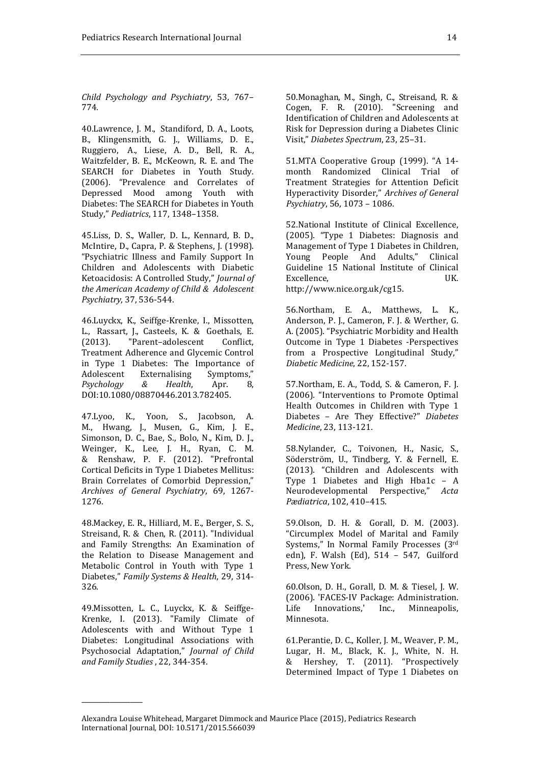*Child Psychology and Psychiatry*, 53, 767–774.

40.Lawrence, J. M., Standiford, D. A., Loots, B., Klingensmith, G. J., Williams, D. E., Ruggiero, A., Liese, A. D., Bell, R. A., Waitzfelder, B. E., McKeown, R. E. and The SEARCH for Diabetes in Youth Study. (2006). "Prevalence and Correlates of Depressed Mood among Youth with Diabetes: The SEARCH for Diabetes in Youth Study," *Pediatrics*, 117, 1348–1358.

45.Liss, D. S., Waller, D. L., Kennard, B. D., McIntire, D., Capra, P. & Stephens, J. (1998). "Psychiatric Illness and Family Support In Children and Adolescents with Diabetic Ketoacidosis: A Controlled Study," *Journal of the American Academy of Child & Adolescent Psychiatry*, 37, 536-544.

46.Luyckx, K., Seiffge-Krenke, I., Missotten, L., Rassart, J., Casteels, K. & Goethals, E. (2013). "Parent–adolescent Conflict, Treatment Adherence and Glycemic Control in Type 1 Diabetes: The Importance of Adolescent Externalising Symptoms," *Psychology & Health*, Apr. 8, DOI:10.1080/08870446.2013.782405.

47.Lyoo, K., Yoon, S., Jacobson, A. M., Hwang, J., Musen, G., Kim, J. E., Simonson, D. C., Bae, S., Bolo, N., Kim, D. J., Weinger, K., Lee, J. H., Ryan, C. M. & Renshaw, P. F. (2012). "Prefrontal Cortical Deficits in Type 1 Diabetes Mellitus: Brain Correlates of Comorbid Depression," *Archives of General Psychiatry*, 69, 1267-1276.

48.Mackey, E. R., Hilliard, M. E., Berger, S. S., Streisand, R. & Chen, R. (2011). "Individual and Family Strengths: An Examination of the Relation to Disease Management and Metabolic Control in Youth with Type 1 Diabetes," *Family Systems & Health*, 29, 314-326.

49.Missotten, L. C., Luyckx, K. & Seiffge-Krenke, I. (2013). "Family Climate of Adolescents with and Without Type 1 Diabetes: Longitudinal Associations with Psychosocial Adaptation," *Journal of Child and Family Studies* , 22, 344-354.

50.Monaghan, M., Singh, C., Streisand, R. & Cogen, F. R. (2010). "Screening and Identification of Children and Adolescents at Risk for Depression during a Diabetes Clinic Visit," *Diabetes Spectrum*, 23, 25–31.

51.MTA Cooperative Group (1999). "A 14-month Randomized Clinical Trial of Treatment Strategies for Attention Deficit Hyperactivity Disorder," *Archives of General Psychiatry*, 56, 1073 – 1086.

52.National Institute of Clinical Excellence, (2005). "Type 1 Diabetes: Diagnosis and Management of Type 1 Diabetes in Children, Young People And Adults," Clinical Guideline 15 National Institute of Clinical Excellence, UK. http://www.nice.org.uk/cg15.

56.Northam, E. A., Matthews, L. K., Anderson, P. J., Cameron, F. J. & Werther, G. A. (2005). "Psychiatric Morbidity and Health Outcome in Type 1 Diabetes -Perspectives from a Prospective Longitudinal Study," *Diabetic Medicine*, 22, 152-157.

57.Northam, E. A., Todd, S. & Cameron, F. J. (2006). "Interventions to Promote Optimal Health Outcomes in Children with Type 1 Diabetes – Are They Effective?" *Diabetes Medicine*, 23, 113-121.

58.Nylander, C., Toivonen, H., Nasic, S., Söderström, U., Tindberg, Y. & Fernell, E. (2013). "Children and Adolescents with Type 1 Diabetes and High Hba1c – A Neurodevelopmental Perspective," *Acta Pædiatrica*, 102, 410–415.

59.Olson, D. H. & Gorall, D. M. (2003). "Circumplex Model of Marital and Family Systems," In Normal Family Processes (3rd edn), F. Walsh (Ed), 514 – 547, Guilford Press, New York.

60.Olson, D. H., Gorall, D. M. & Tiesel, J. W. (2006). 'FACES-IV Package: Administration. Life Innovations,' Inc., Minneapolis, Minnesota.

61.Perantie, D. C., Koller, J. M., Weaver, P. M., Lugar, H. M., Black, K. J., White, N. H. & Hershey, T. (2011). "Prospectively Determined Impact of Type 1 Diabetes on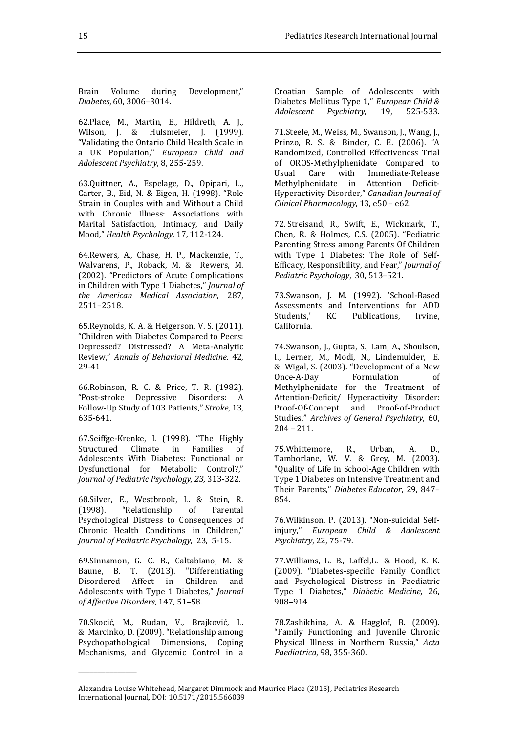Brain Volume during Development," *Diabetes*, 60, 3006–3014.

62.Place, M., Martin, E., Hildreth, A. J., Wilson, J. & Hulsmeier, J. (1999). "Validating the Ontario Child Health Scale in a UK Population," *European Child and Adolescent Psychiatry*, 8, 255-259.

63.Quittner, A., Espelage, D., Opipari, L., Carter, B., Eid, N. & Eigen, H. (1998). "Role Strain in Couples with and Without a Child with Chronic Illness: Associations with Marital Satisfaction, Intimacy, and Daily Mood," *Health Psychology*, 17, 112-124.

64.Rewers, A., Chase, H. P., Mackenzie, T., Walvarens, P., Roback, M. & Rewers, M. (2002). "Predictors of Acute Complications in Children with Type 1 Diabetes," *Journal of the American Medical Association*, 287, 2511–2518.

65.Reynolds, K. A. & Helgerson, V. S. (2011). "Children with Diabetes Compared to Peers: Depressed? Distressed? A Meta-Analytic Review," *Annals of Behavioral Medicine.* 42, 29-41

66.Robinson, R. C. & Price, T. R. (1982). "Post-stroke Depressive Disorders: A Follow-Up Study of 103 Patients," *Stroke*, 13, 635-641.

67.Seiffge-Krenke, I. (1998). "The Highly Structured Climate in Families of Adolescents With Diabetes: Functional or Dysfunctional for Metabolic Control?," *Journal of Pediatric Psychology, 23,* 313-322.

68.Silver, E., Westbrook, L. & Stein, R. (1998). "Relationship of Parental Psychological Distress to Consequences of Chronic Health Conditions in Children," *Journal of Pediatric Psychology*, 23, 5-15.

69.Sinnamon, G. C. B., Caltabiano, M. & Baune, B. T. (2013). "Differentiating Disordered Affect in Children and Adolescents with Type 1 Diabetes," *Journal of Affective Disorders*, 147, 51–58.

70.Skocić, M., Rudan, V., Brajković, L. & Marcinko, D. (2009). "Relationship among Psychopathological Dimensions, Coping Mechanisms, and Glycemic Control in a Croatian Sample of Adolescents with Diabetes Mellitus Type 1," *European Child & Adolescent Psychiatry*, 19, 525-533.

71.Steele, M., Weiss, M., Swanson, J., Wang, J., Prinzo, R. S. & Binder, C. E. (2006). "A Randomized, Controlled Effectiveness Trial of OROS-Methylphenidate Compared to Usual Care with Immediate-Release Methylphenidate in Attention Deficit-Hyperactivity Disorder," *Canadian Journal of Clinical Pharmacology*, 13, e50 – e62.

72. Streisand, R., Swift, E., Wickmark, T., Chen, R. & Holmes, C.S. (2005). "Pediatric Parenting Stress among Parents Of Children with Type 1 Diabetes: The Role of Self-Efficacy, Responsibility, and Fear," *Journal of Pediatric Psychology*, 30, 513–521.

73.Swanson, J. M. (1992). 'School-Based Assessments and Interventions for ADD Students,' KC Publications, Irvine, California.

74.Swanson, J., Gupta, S., Lam, A., Shoulson, I., Lerner, M., Modi, N., Lindemulder, E. & Wigal, S. (2003). "Development of a New Once-A-Day Formulation of Methylphenidate for the Treatment of Attention-Deficit/ Hyperactivity Disorder: Proof-Of-Concept and Proof-of-Product Studies," *Archives of General Psychiatry*, 60, 204 – 211.

75.Whittemore, R., Urban, A. D., Tamborlane, W. V. & Grey, M. (2003). "Quality of Life in School-Age Children with Type 1 Diabetes on Intensive Treatment and Their Parents," *Diabetes Educator*, 29, 847–854.

76.Wilkinson, P. (2013). "Non-suicidal Self-injury," *European Child & Adolescent Psychiatry*, 22, 75-79.

77.Williams, L. B., Laffel,L. & Hood, K. K. (2009). "Diabetes-specific Family Conflict and Psychological Distress in Paediatric Type 1 Diabetes," *Diabetic Medicine,* 26, 908–914.

78.Zashikhina, A. & Hagglof, B. (2009). "Family Functioning and Juvenile Chronic Physical Illness in Northern Russia," *Acta Paediatrica*, 98, 355-360.